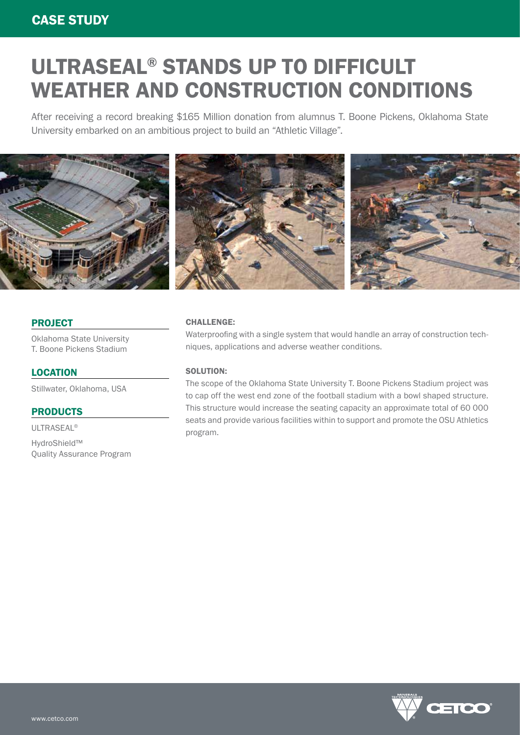CASE STUDY

# ULTRASEAL® STANDS UP TO DIFFICULT WEATHER AND CONSTRUCTION CONDITIONS

After receiving a record breaking $165 Million donation from alumnus T. Boone Pickens, Oklahoma State University embarked on an ambitious project to build an "Athletic Village".

## PROJECT

Oklahoma State University
T. Boone Pickens Stadium

## LOCATION

Stillwater, Oklahoma, USA

## PRODUCTS

ULTRASEAL®

HydroShield™
Quality Assurance Program

### CHALLENGE:

Waterproofing with a single system that would handle an array of construction techniques, applications and adverse weather conditions.

### SOLUTION:

The scope of the Oklahoma State University T. Boone Pickens Stadium project was to cap off the west end zone of the football stadium with a bowl shaped structure. This structure would increase the seating capacity an approximate total of 60 000 seats and provide various facilities within to support and promote the OSU Athletics program.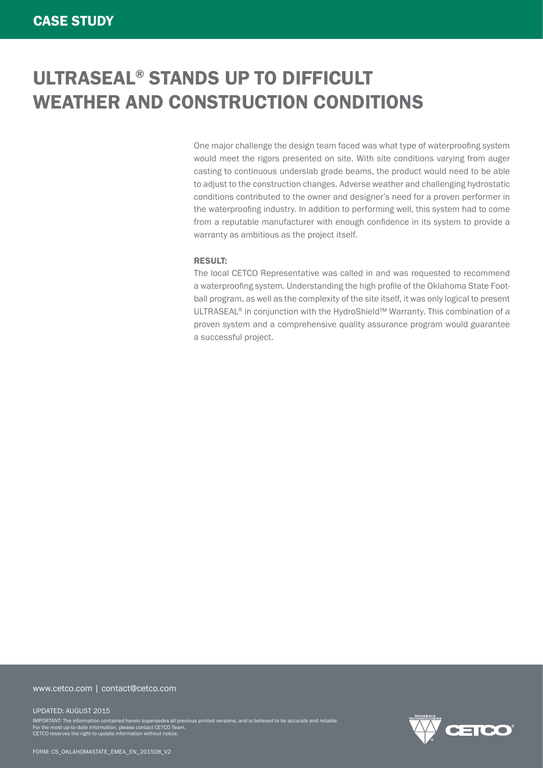# ULTRASEAL® STANDS UP TO DIFFICULT WEATHER AND CONSTRUCTION CONDITIONS

One major challenge the design team faced was what type of waterproofing system would meet the rigors presented on site. With site conditions varying from auger casting to continuous underslab grade beams, the product would need to be able to adjust to the construction changes. Adverse weather and challenging hydrostatic conditions contributed to the owner and designer's need for a proven performer in the waterproofing industry. In addition to performing well, this system had to come from a reputable manufacturer with enough confidence in its system to provide a warranty as ambitious as the project itself.

**RESULT:**

The local CETCO Representative was called in and was requested to recommend a waterproofing system. Understanding the high profile of the Oklahoma State Football program, as well as the complexity of the site itself, it was only logical to present ULTRASEAL® in conjunction with the HydroShield™ Warranty. This combination of a proven system and a comprehensive quality assurance program would guarantee a successful project.

www.cetco.com | contact@cetco.com

UPDATED: AUGUST 2015

IMPORTANT: The information contained herein supersedes all previous printed versions, and is believed to be accurate and reliable. For the most up-to-date information, please contact CETCO Team. CETCO reserves the right to update information without notice.

FORM: CS_OKLAHOMASTATE_EMEA_EN_201508_V2